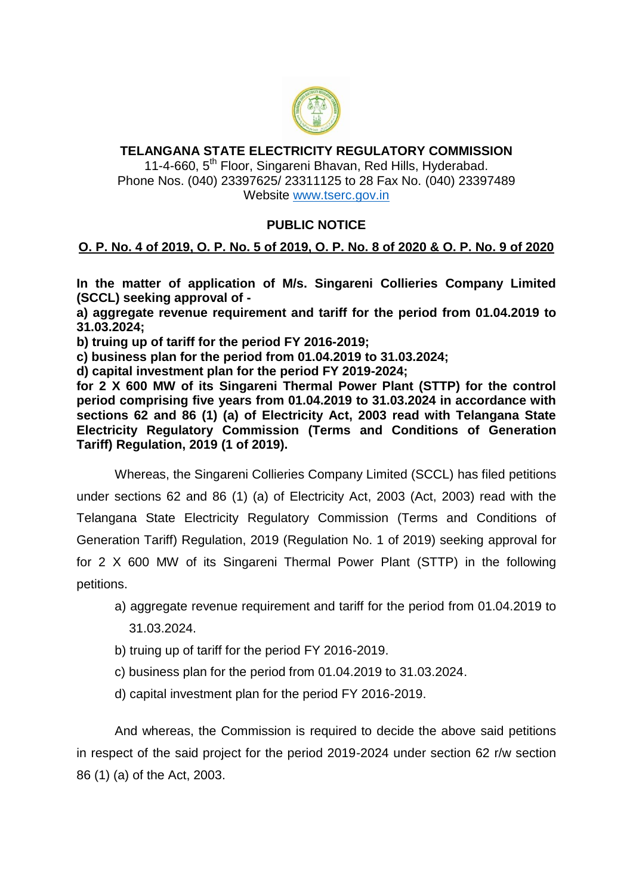# TELANGANA STATE ELECTRICITY REGULATORY COMMISSION

11-4-660, 5th Floor, Singareni Bhavan, Red Hills, Hyderabad.
Phone Nos. (040) 23397625/ 23311125 to 28 Fax No. (040) 23397489
Website www.tserc.gov.in

## PUBLIC NOTICE

**O. P. No. 4 of 2019, O. P. No. 5 of 2019, O. P. No. 8 of 2020 & O. P. No. 9 of 2020**

**In the matter of application of M/s. Singareni Collieries Company Limited (SCCL) seeking approval of -**

**a) aggregate revenue requirement and tariff for the period from 01.04.2019 to 31.03.2024;**

**b) truing up of tariff for the period FY 2016-2019;**

**c) business plan for the period from 01.04.2019 to 31.03.2024;**

**d) capital investment plan for the period FY 2019-2024;**

**for 2 X 600 MW of its Singareni Thermal Power Plant (STTP) for the control period comprising five years from 01.04.2019 to 31.03.2024 in accordance with sections 62 and 86 (1) (a) of Electricity Act, 2003 read with Telangana State Electricity Regulatory Commission (Terms and Conditions of Generation Tariff) Regulation, 2019 (1 of 2019).**

Whereas, the Singareni Collieries Company Limited (SCCL) has filed petitions under sections 62 and 86 (1) (a) of Electricity Act, 2003 (Act, 2003) read with the Telangana State Electricity Regulatory Commission (Terms and Conditions of Generation Tariff) Regulation, 2019 (Regulation No. 1 of 2019) seeking approval for for 2 X 600 MW of its Singareni Thermal Power Plant (STTP) in the following petitions.

a) aggregate revenue requirement and tariff for the period from 01.04.2019 to 31.03.2024.

b) truing up of tariff for the period FY 2016-2019.

c) business plan for the period from 01.04.2019 to 31.03.2024.

d) capital investment plan for the period FY 2016-2019.

And whereas, the Commission is required to decide the above said petitions in respect of the said project for the period 2019-2024 under section 62 r/w section 86 (1) (a) of the Act, 2003.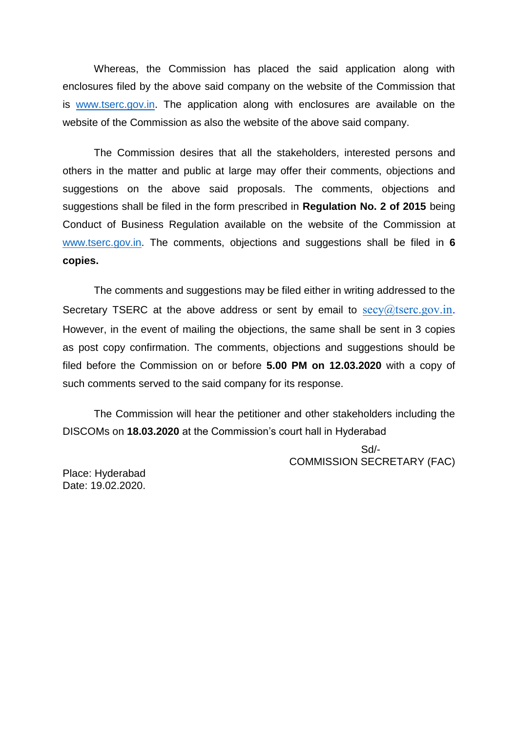Whereas, the Commission has placed the said application along with enclosures filed by the above said company on the website of the Commission that is www.tserc.gov.in. The application along with enclosures are available on the website of the Commission as also the website of the above said company.

The Commission desires that all the stakeholders, interested persons and others in the matter and public at large may offer their comments, objections and suggestions on the above said proposals. The comments, objections and suggestions shall be filed in the form prescribed in **Regulation No. 2 of 2015** being Conduct of Business Regulation available on the website of the Commission at www.tserc.gov.in. The comments, objections and suggestions shall be filed in **6 copies.**

The comments and suggestions may be filed either in writing addressed to the Secretary TSERC at the above address or sent by email to secy@tserc.gov.in. However, in the event of mailing the objections, the same shall be sent in 3 copies as post copy confirmation. The comments, objections and suggestions should be filed before the Commission on or before **5.00 PM on 12.03.2020** with a copy of such comments served to the said company for its response.

The Commission will hear the petitioner and other stakeholders including the DISCOMs on **18.03.2020** at the Commission's court hall in Hyderabad

Sd/-
COMMISSION SECRETARY (FAC)

Place: Hyderabad
Date: 19.02.2020.